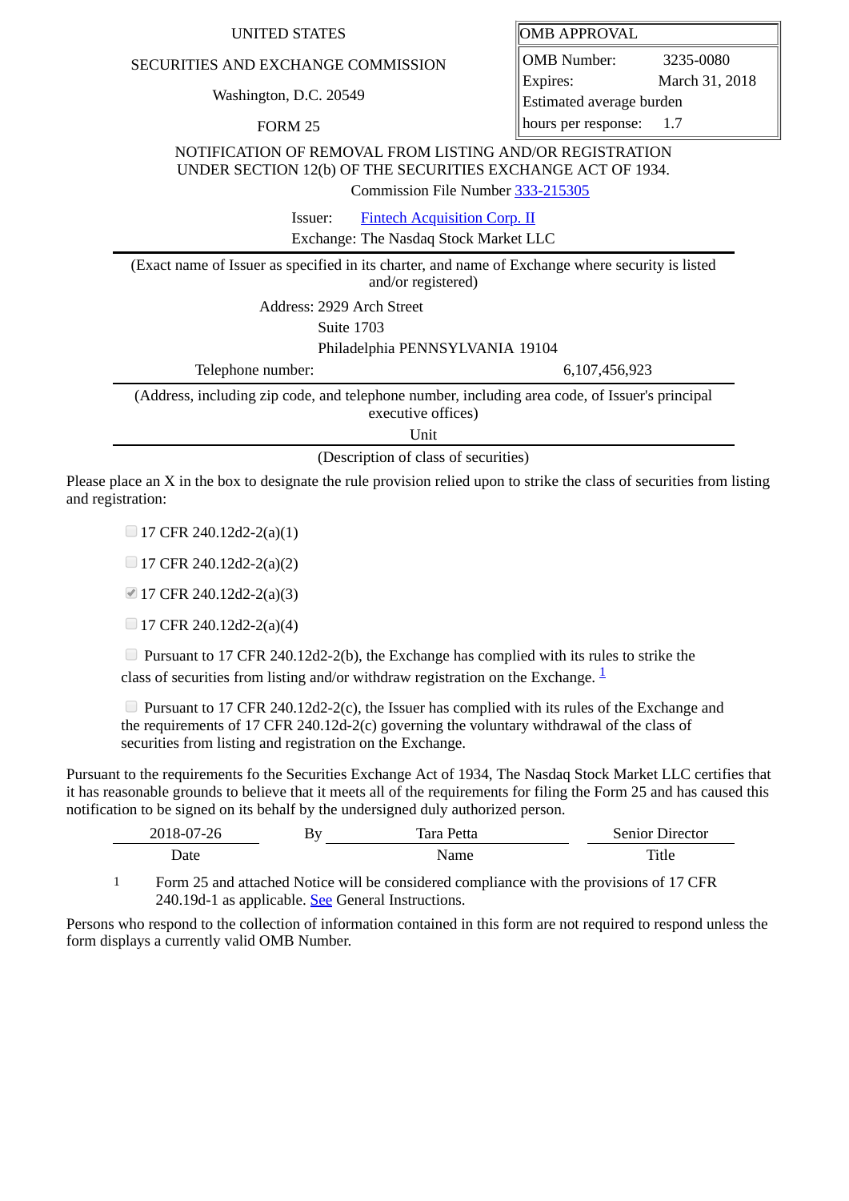UNITED STATES

SECURITIES AND EXCHANGE COMMISSION

Washington, D.C. 20549

FORM 25

| OMB APPROVAL | |
|---|---|
| OMB Number: | 3235-0080 |
| Expires: | March 31, 2018 |
| Estimated average burden hours per response: | 1.7 |

NOTIFICATION OF REMOVAL FROM LISTING AND/OR REGISTRATION UNDER SECTION 12(b) OF THE SECURITIES EXCHANGE ACT OF 1934.

Commission File Number 333-215305

Issuer: Fintech Acquisition Corp. II

Exchange: The Nasdaq Stock Market LLC

(Exact name of Issuer as specified in its charter, and name of Exchange where security is listed and/or registered)

Address: 2929 Arch Street
Suite 1703
Philadelphia PENNSYLVANIA 19104

Telephone number: 6,107,456,923

(Address, including zip code, and telephone number, including area code, of Issuer's principal executive offices)

Unit

(Description of class of securities)

Please place an X in the box to designate the rule provision relied upon to strike the class of securities from listing and registration:

- [ ] 17 CFR 240.12d2-2(a)(1)
- [ ] 17 CFR 240.12d2-2(a)(2)
- [x] 17 CFR 240.12d2-2(a)(3)
- [ ] 17 CFR 240.12d2-2(a)(4)
- [ ] Pursuant to 17 CFR 240.12d2-2(b), the Exchange has complied with its rules to strike the class of securities from listing and/or withdraw registration on the Exchange. [1]
- [ ] Pursuant to 17 CFR 240.12d2-2(c), the Issuer has complied with its rules of the Exchange and the requirements of 17 CFR 240.12d-2(c) governing the voluntary withdrawal of the class of securities from listing and registration on the Exchange.

Pursuant to the requirements fo the Securities Exchange Act of 1934, The Nasdaq Stock Market LLC certifies that it has reasonable grounds to believe that it meets all of the requirements for filing the Form 25 and has caused this notification to be signed on its behalf by the undersigned duly authorized person.

| 2018-07-26 | By | Tara Petta | Senior Director |
|---|---|---|---|
| Date | | Name | Title |

1 Form 25 and attached Notice will be considered compliance with the provisions of 17 CFR 240.19d-1 as applicable. See General Instructions.

Persons who respond to the collection of information contained in this form are not required to respond unless the form displays a currently valid OMB Number.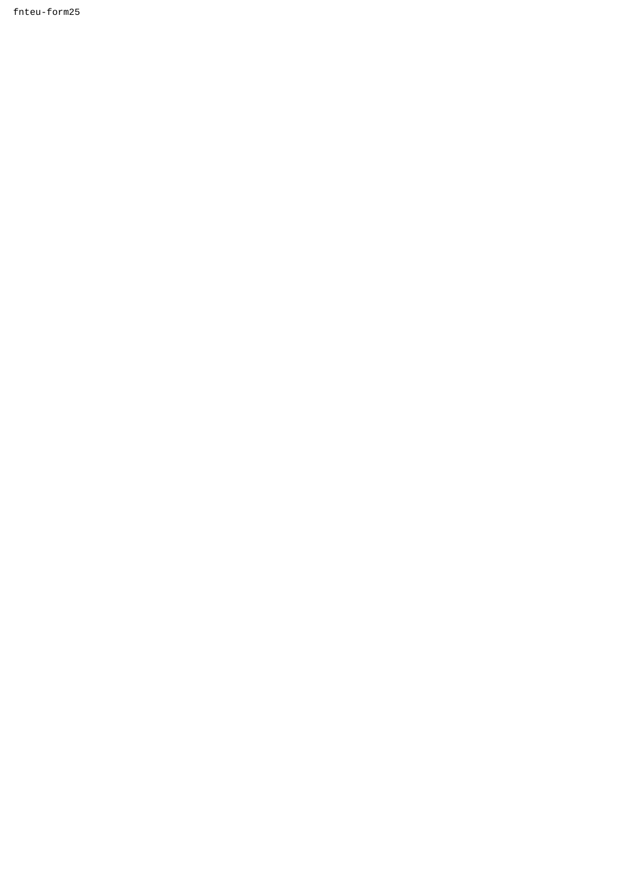fnteu-form25